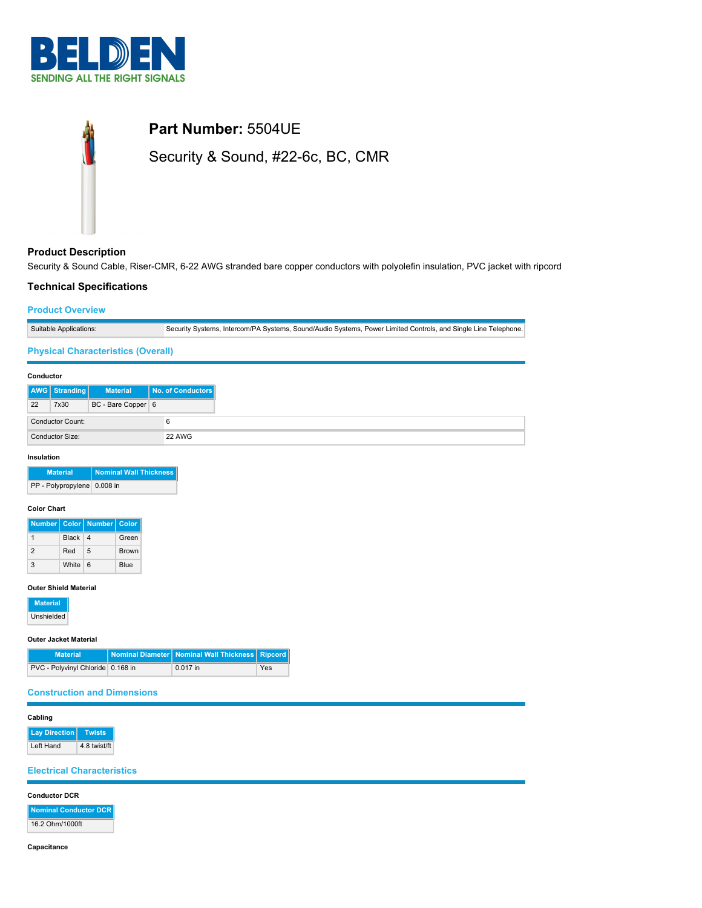# **Part Number:** 5504UE

## Security & Sound, #22-6c, BC, CMR

### Product Description

Security & Sound Cable, Riser-CMR, 6-22 AWG stranded bare copper conductors with polyolefin insulation, PVC jacket with ripcord

### Technical Specifications

#### Product Overview

| | |
|---|---|
| Suitable Applications: | Security Systems, Intercom/PA Systems, Sound/Audio Systems, Power Limited Controls, and Single Line Telephone. |

#### Physical Characteristics (Overall)

**Conductor**

| AWG | Stranding | Material | No. of Conductors |
|---|---|---|---|
| 22 | 7x30 | BC - Bare Copper | 6 |

| | |
|---|---|
| Conductor Count: | 6 |
| Conductor Size: | 22 AWG |

**Insulation**

| Material | Nominal Wall Thickness |
|---|---|
| PP - Polypropylene | 0.008 in |

**Color Chart**

| Number | Color | Number | Color |
|---|---|---|---|
| 1 | Black | 4 | Green |
| 2 | Red | 5 | Brown |
| 3 | White | 6 | Blue |

**Outer Shield Material**

| Material |
|---|
| Unshielded |

**Outer Jacket Material**

| Material | Nominal Diameter | Nominal Wall Thickness | Ripcord |
|---|---|---|---|
| PVC - Polyvinyl Chloride | 0.168 in | 0.017 in | Yes |

#### Construction and Dimensions

**Cabling**

| Lay Direction | Twists |
|---|---|
| Left Hand | 4.8 twist/ft |

#### Electrical Characteristics

**Conductor DCR**

| Nominal Conductor DCR |
|---|
| 16.2 Ohm/1000ft |

**Capacitance**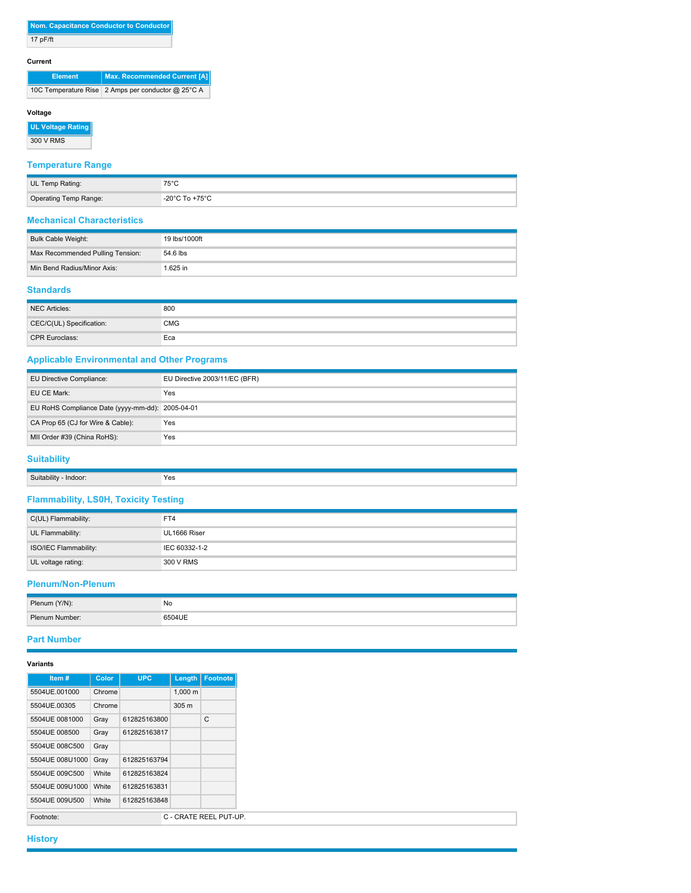| Nom. Capacitance Conductor to Conductor |
|---|
| 17 pF/ft |

**Current**

| Element | Max. Recommended Current [A] |
|---|---|
| 10C Temperature Rise | 2 Amps per conductor @ 25°C A |

**Voltage**

| UL Voltage Rating |
|---|
| 300 V RMS |

## Temperature Range

| | |
|---|---|
| UL Temp Rating: | 75°C |
| Operating Temp Range: | -20°C To +75°C |

## Mechanical Characteristics

| | |
|---|---|
| Bulk Cable Weight: | 19 lbs/1000ft |
| Max Recommended Pulling Tension: | 54.6 lbs |
| Min Bend Radius/Minor Axis: | 1.625 in |

## Standards

| | |
|---|---|
| NEC Articles: | 800 |
| CEC/C(UL) Specification: | CMG |
| CPR Euroclass: | Eca |

## Applicable Environmental and Other Programs

| | |
|---|---|
| EU Directive Compliance: | EU Directive 2003/11/EC (BFR) |
| EU CE Mark: | Yes |
| EU RoHS Compliance Date (yyyy-mm-dd): | 2005-04-01 |
| CA Prop 65 (CJ for Wire & Cable): | Yes |
| MII Order #39 (China RoHS): | Yes |

## Suitability

| | |
|---|---|
| Suitability - Indoor: | Yes |

## Flammability, LS0H, Toxicity Testing

| | |
|---|---|
| C(UL) Flammability: | FT4 |
| UL Flammability: | UL1666 Riser |
| ISO/IEC Flammability: | IEC 60332-1-2 |
| UL voltage rating: | 300 V RMS |

## Plenum/Non-Plenum

| | |
|---|---|
| Plenum (Y/N): | No |
| Plenum Number: | 6504UE |

## Part Number

**Variants**

| Item # | Color | UPC | Length | Footnote |
|---|---|---|---|---|
| 5504UE.001000 | Chrome | | 1,000 m | |
| 5504UE.00305 | Chrome | | 305 m | |
| 5504UE 0081000 | Gray | 612825163800 | | C |
| 5504UE 008500 | Gray | 612825163817 | | |
| 5504UE 008C500 | Gray | | | |
| 5504UE 008U1000 | Gray | 612825163794 | | |
| 5504UE 009C500 | White | 612825163824 | | |
| 5504UE 009U1000 | White | 612825163831 | | |
| 5504UE 009U500 | White | 612825163848 | | |

| | |
|---|---|
| Footnote: | C - CRATE REEL PUT-UP. |

## History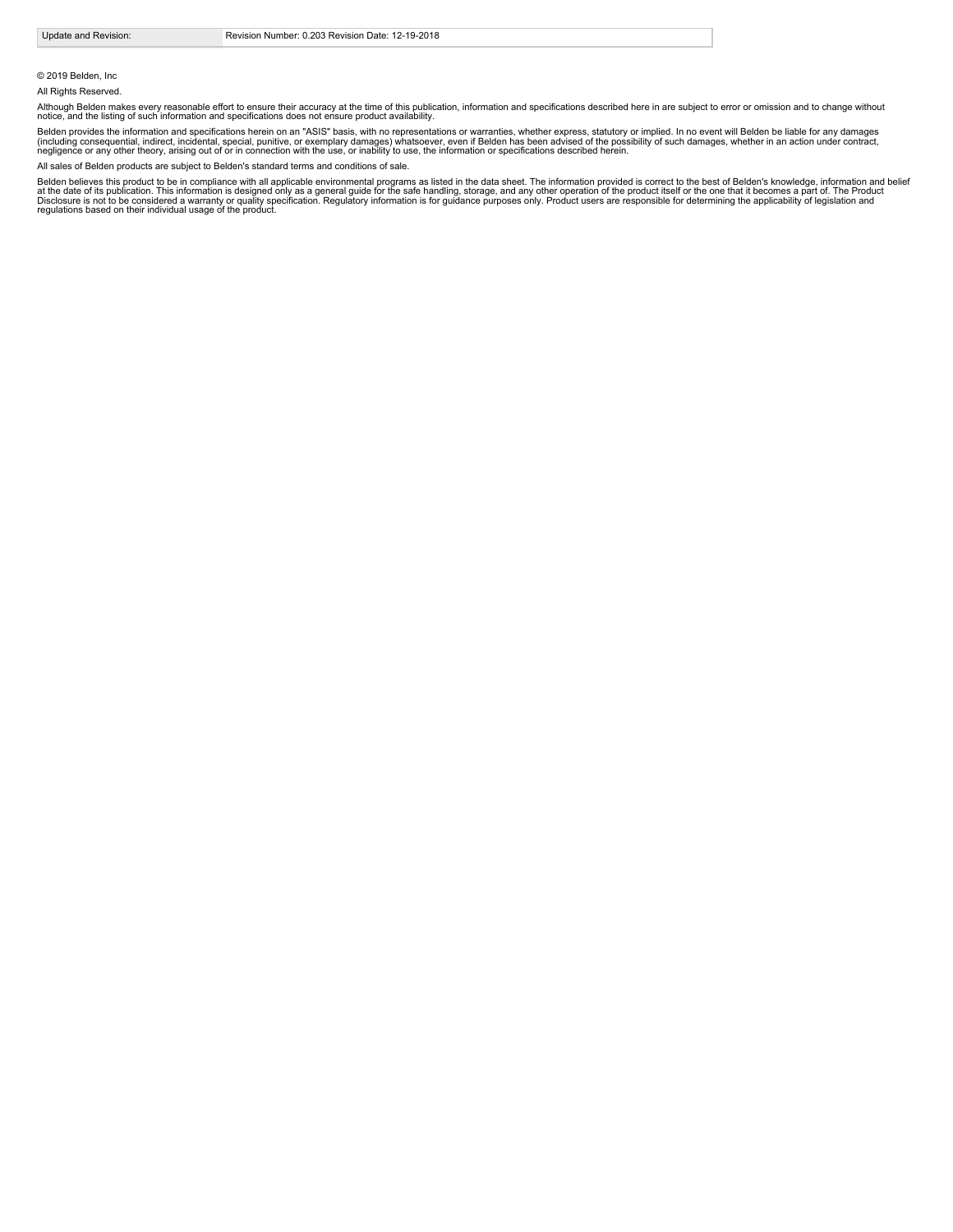| | |
|---|---|
| Update and Revision: | Revision Number: 0.203 Revision Date: 12-19-2018 |

© 2019 Belden, Inc

All Rights Reserved.

Although Belden makes every reasonable effort to ensure their accuracy at the time of this publication, information and specifications described here in are subject to error or omission and to change without notice, and the listing of such information and specifications does not ensure product availability.

Belden provides the information and specifications herein on an "ASIS" basis, with no representations or warranties, whether express, statutory or implied. In no event will Belden be liable for any damages (including consequential, indirect, incidental, special, punitive, or exemplary damages) whatsoever, even if Belden has been advised of the possibility of such damages, whether in an action under contract, negligence or any other theory, arising out of or in connection with the use, or inability to use, the information or specifications described herein.

All sales of Belden products are subject to Belden's standard terms and conditions of sale.

Belden believes this product to be in compliance with all applicable environmental programs as listed in the data sheet. The information provided is correct to the best of Belden's knowledge, information and belief at the date of its publication. This information is designed only as a general guide for the safe handling, storage, and any other operation of the product itself or the one that it becomes a part of. The Product Disclosure is not to be considered a warranty or quality specification. Regulatory information is for guidance purposes only. Product users are responsible for determining the applicability of legislation and regulations based on their individual usage of the product.